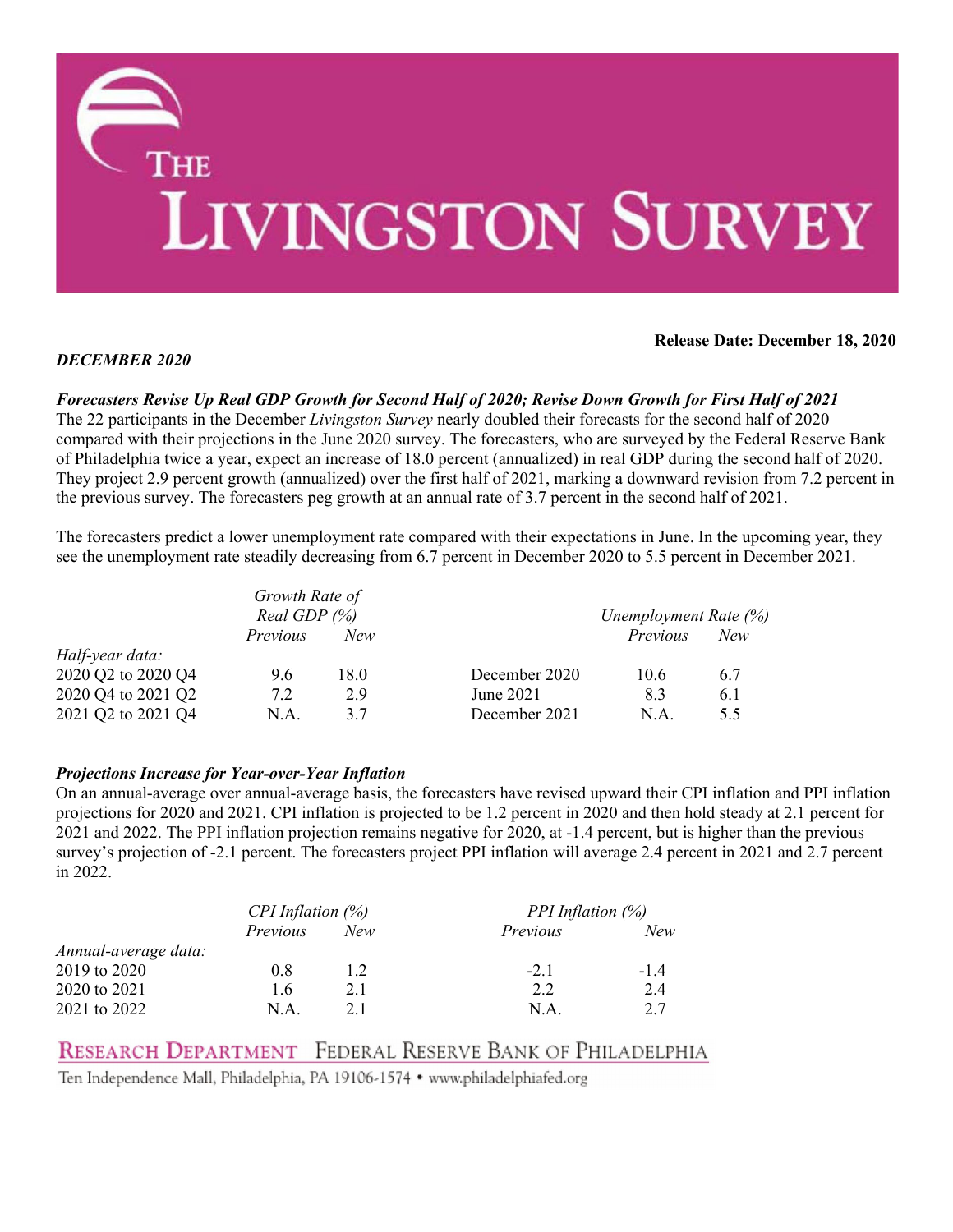# THE LIVINGSTON SURVEY

**Release Date: December 18, 2020**

*DECEMBER 2020*

***Forecasters Revise Up Real GDP Growth for Second Half of 2020; Revise Down Growth for First Half of 2021***

The 22 participants in the December *Livingston Survey* nearly doubled their forecasts for the second half of 2020 compared with their projections in the June 2020 survey. The forecasters, who are surveyed by the Federal Reserve Bank of Philadelphia twice a year, expect an increase of 18.0 percent (annualized) in real GDP during the second half of 2020. They project 2.9 percent growth (annualized) over the first half of 2021, marking a downward revision from 7.2 percent in the previous survey. The forecasters peg growth at an annual rate of 3.7 percent in the second half of 2021.

The forecasters predict a lower unemployment rate compared with their expectations in June. In the upcoming year, they see the unemployment rate steadily decreasing from 6.7 percent in December 2020 to 5.5 percent in December 2021.

| | *Growth Rate of Real GDP (%)* | | | *Unemployment Rate (%)* | |
|---|---|---|---|---|---|
| | *Previous* | *New* | | *Previous* | *New* |
| *Half-year data:* | | | | | |
| 2020 Q2 to 2020 Q4 | 9.6 | 18.0 | December 2020 | 10.6 | 6.7 |
| 2020 Q4 to 2021 Q2 | 7.2 | 2.9 | June 2021 | 8.3 | 6.1 |
| 2021 Q2 to 2021 Q4 | N.A. | 3.7 | December 2021 | N.A. | 5.5 |

***Projections Increase for Year-over-Year Inflation***

On an annual-average over annual-average basis, the forecasters have revised upward their CPI inflation and PPI inflation projections for 2020 and 2021. CPI inflation is projected to be 1.2 percent in 2020 and then hold steady at 2.1 percent for 2021 and 2022. The PPI inflation projection remains negative for 2020, at -1.4 percent, but is higher than the previous survey's projection of -2.1 percent. The forecasters project PPI inflation will average 2.4 percent in 2021 and 2.7 percent in 2022.

| | *CPI Inflation (%)* | | *PPI Inflation (%)* | |
|---|---|---|---|---|
| | *Previous* | *New* | *Previous* | *New* |
| *Annual-average data:* | | | | |
| 2019 to 2020 | 0.8 | 1.2 | -2.1 | -1.4 |
| 2020 to 2021 | 1.6 | 2.1 | 2.2 | 2.4 |
| 2021 to 2022 | N.A. | 2.1 | N.A. | 2.7 |

RESEARCH DEPARTMENT FEDERAL RESERVE BANK OF PHILADELPHIA

Ten Independence Mall, Philadelphia, PA 19106-1574 • www.philadelphiafed.org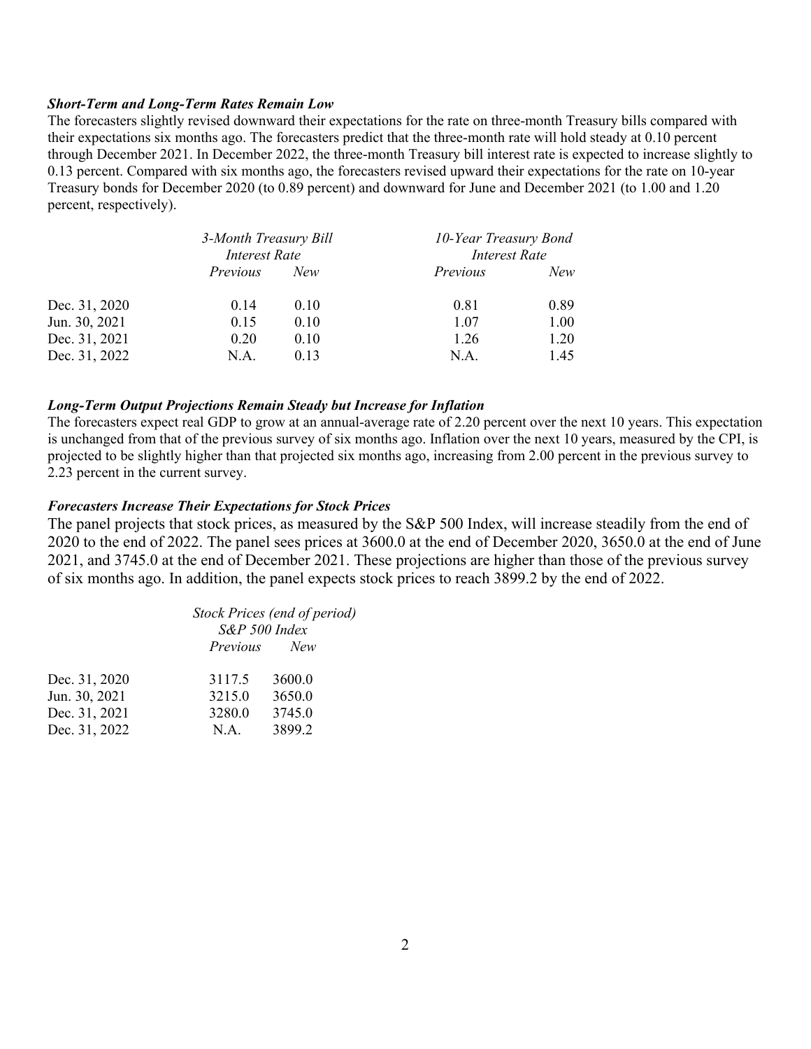### *Short-Term and Long-Term Rates Remain Low*

The forecasters slightly revised downward their expectations for the rate on three-month Treasury bills compared with their expectations six months ago. The forecasters predict that the three-month rate will hold steady at 0.10 percent through December 2021. In December 2022, the three-month Treasury bill interest rate is expected to increase slightly to 0.13 percent. Compared with six months ago, the forecasters revised upward their expectations for the rate on 10-year Treasury bonds for December 2020 (to 0.89 percent) and downward for June and December 2021 (to 1.00 and 1.20 percent, respectively).

| | *3-Month Treasury Bill Interest Rate* | | *10-Year Treasury Bond Interest Rate* | |
|---|---|---|---|---|
| | *Previous* | *New* | *Previous* | *New* |
| Dec. 31, 2020 | 0.14 | 0.10 | 0.81 | 0.89 |
| Jun. 30, 2021 | 0.15 | 0.10 | 1.07 | 1.00 |
| Dec. 31, 2021 | 0.20 | 0.10 | 1.26 | 1.20 |
| Dec. 31, 2022 | N.A. | 0.13 | N.A. | 1.45 |

### *Long-Term Output Projections Remain Steady but Increase for Inflation*

The forecasters expect real GDP to grow at an annual-average rate of 2.20 percent over the next 10 years. This expectation is unchanged from that of the previous survey of six months ago. Inflation over the next 10 years, measured by the CPI, is projected to be slightly higher than that projected six months ago, increasing from 2.00 percent in the previous survey to 2.23 percent in the current survey.

### *Forecasters Increase Their Expectations for Stock Prices*

The panel projects that stock prices, as measured by the S&P 500 Index, will increase steadily from the end of 2020 to the end of 2022. The panel sees prices at 3600.0 at the end of December 2020, 3650.0 at the end of June 2021, and 3745.0 at the end of December 2021. These projections are higher than those of the previous survey of six months ago. In addition, the panel expects stock prices to reach 3899.2 by the end of 2022.

| | *Stock Prices (end of period) S&P 500 Index* | |
|---|---|---|
| | *Previous* | *New* |
| Dec. 31, 2020 | 3117.5 | 3600.0 |
| Jun. 30, 2021 | 3215.0 | 3650.0 |
| Dec. 31, 2021 | 3280.0 | 3745.0 |
| Dec. 31, 2022 | N.A. | 3899.2 |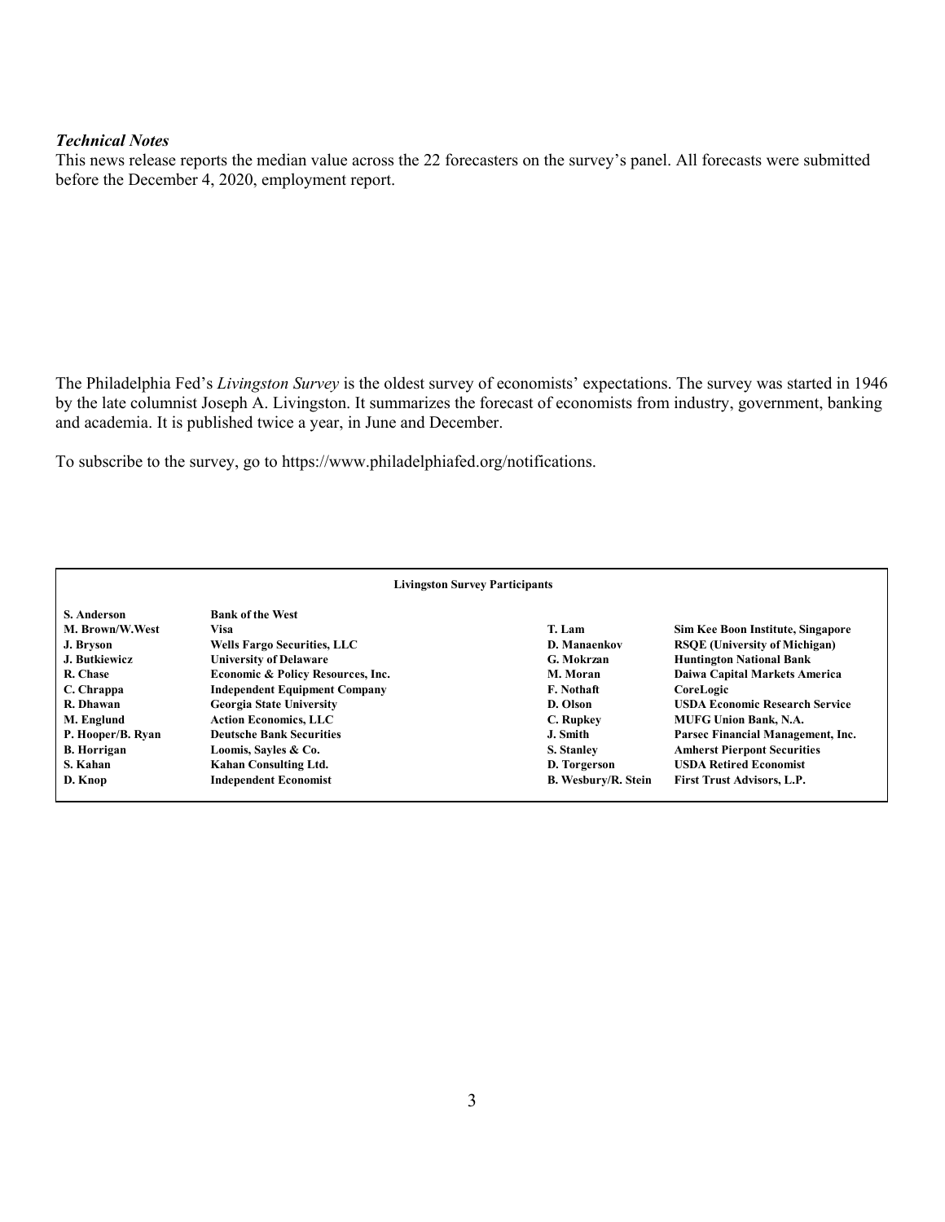### *Technical Notes*

This news release reports the median value across the 22 forecasters on the survey's panel. All forecasts were submitted before the December 4, 2020, employment report.

The Philadelphia Fed's *Livingston Survey* is the oldest survey of economists' expectations. The survey was started in 1946 by the late columnist Joseph A. Livingston. It summarizes the forecast of economists from industry, government, banking and academia. It is published twice a year, in June and December.

To subscribe to the survey, go to https://www.philadelphiafed.org/notifications.

| **Livingston Survey Participants** | | | |
|---|---|---|---|
| **S. Anderson** | **Bank of the West** | | |
| **M. Brown/W.West** | **Visa** | **T. Lam** | **Sim Kee Boon Institute, Singapore** |
| **J. Bryson** | **Wells Fargo Securities, LLC** | **D. Manaenkov** | **RSQE (University of Michigan)** |
| **J. Butkiewicz** | **University of Delaware** | **G. Mokrzan** | **Huntington National Bank** |
| **R. Chase** | **Economic & Policy Resources, Inc.** | **M. Moran** | **Daiwa Capital Markets America** |
| **C. Chrappa** | **Independent Equipment Company** | **F. Nothaft** | **CoreLogic** |
| **R. Dhawan** | **Georgia State University** | **D. Olson** | **USDA Economic Research Service** |
| **M. Englund** | **Action Economics, LLC** | **C. Rupkey** | **MUFG Union Bank, N.A.** |
| **P. Hooper/B. Ryan** | **Deutsche Bank Securities** | **J. Smith** | **Parsec Financial Management, Inc.** |
| **B. Horrigan** | **Loomis, Sayles & Co.** | **S. Stanley** | **Amherst Pierpont Securities** |
| **S. Kahan** | **Kahan Consulting Ltd.** | **D. Torgerson** | **USDA Retired Economist** |
| **D. Knop** | **Independent Economist** | **B. Wesbury/R. Stein** | **First Trust Advisors, L.P.** |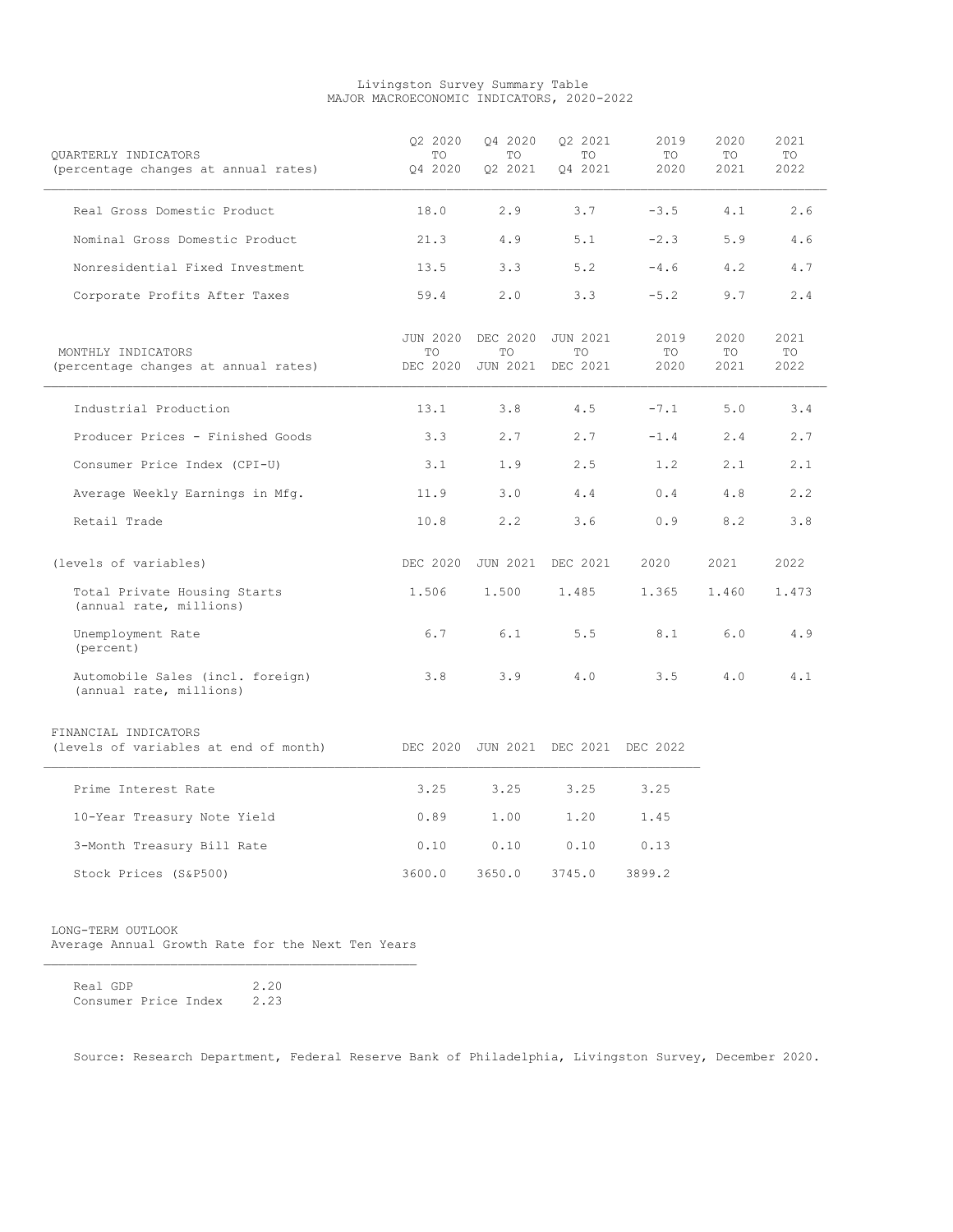# Livingston Survey Summary Table
## MAJOR MACROECONOMIC INDICATORS, 2020-2022

| QUARTERLY INDICATORS (percentage changes at annual rates) | Q2 2020 TO Q4 2020 | Q4 2020 TO Q2 2021 | Q2 2021 TO Q4 2021 | 2019 TO 2020 | 2020 TO 2021 | 2021 TO 2022 |
|---|---|---|---|---|---|---|
| Real Gross Domestic Product | 18.0 | 2.9 | 3.7 | -3.5 | 4.1 | 2.6 |
| Nominal Gross Domestic Product | 21.3 | 4.9 | 5.1 | -2.3 | 5.9 | 4.6 |
| Nonresidential Fixed Investment | 13.5 | 3.3 | 5.2 | -4.6 | 4.2 | 4.7 |
| Corporate Profits After Taxes | 59.4 | 2.0 | 3.3 | -5.2 | 9.7 | 2.4 |

| MONTHLY INDICATORS (percentage changes at annual rates) | JUN 2020 TO DEC 2020 | DEC 2020 TO JUN 2021 | JUN 2021 TO DEC 2021 | 2019 TO 2020 | 2020 TO 2021 | 2021 TO 2022 |
|---|---|---|---|---|---|---|
| Industrial Production | 13.1 | 3.8 | 4.5 | -7.1 | 5.0 | 3.4 |
| Producer Prices - Finished Goods | 3.3 | 2.7 | 2.7 | -1.4 | 2.4 | 2.7 |
| Consumer Price Index (CPI-U) | 3.1 | 1.9 | 2.5 | 1.2 | 2.1 | 2.1 |
| Average Weekly Earnings in Mfg. | 11.9 | 3.0 | 4.4 | 0.4 | 4.8 | 2.2 |
| Retail Trade | 10.8 | 2.2 | 3.6 | 0.9 | 8.2 | 3.8 |

| (levels of variables) | DEC 2020 | JUN 2021 | DEC 2021 | 2020 | 2021 | 2022 |
|---|---|---|---|---|---|---|
| Total Private Housing Starts (annual rate, millions) | 1.506 | 1.500 | 1.485 | 1.365 | 1.460 | 1.473 |
| Unemployment Rate (percent) | 6.7 | 6.1 | 5.5 | 8.1 | 6.0 | 4.9 |
| Automobile Sales (incl. foreign) (annual rate, millions) | 3.8 | 3.9 | 4.0 | 3.5 | 4.0 | 4.1 |

| FINANCIAL INDICATORS (levels of variables at end of month) | DEC 2020 | JUN 2021 | DEC 2021 | DEC 2022 |
|---|---|---|---|---|
| Prime Interest Rate | 3.25 | 3.25 | 3.25 | 3.25 |
| 10-Year Treasury Note Yield | 0.89 | 1.00 | 1.20 | 1.45 |
| 3-Month Treasury Bill Rate | 0.10 | 0.10 | 0.10 | 0.13 |
| Stock Prices (S&P500) | 3600.0 | 3650.0 | 3745.0 | 3899.2 |

| LONG-TERM OUTLOOK Average Annual Growth Rate for the Next Ten Years | |
|---|---|
| Real GDP | 2.20 |
| Consumer Price Index | 2.23 |

Source: Research Department, Federal Reserve Bank of Philadelphia, Livingston Survey, December 2020.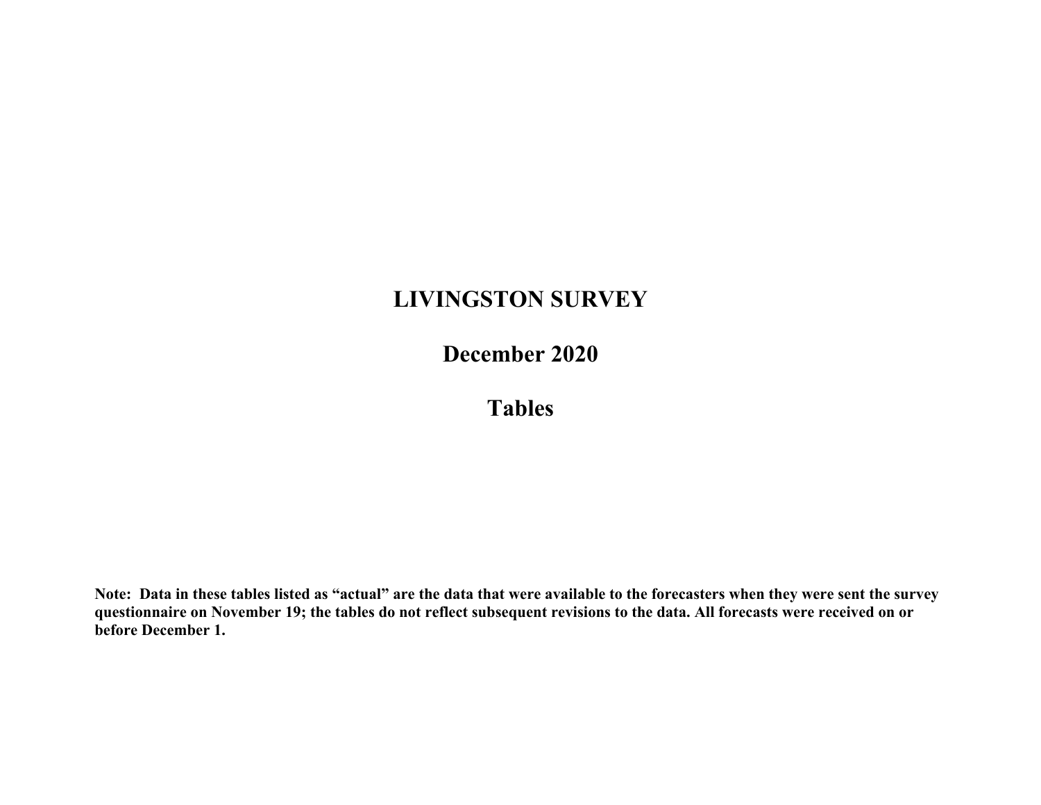# LIVINGSTON SURVEY

## December 2020

## Tables

**Note: Data in these tables listed as "actual" are the data that were available to the forecasters when they were sent the survey questionnaire on November 19; the tables do not reflect subsequent revisions to the data. All forecasts were received on or before December 1.**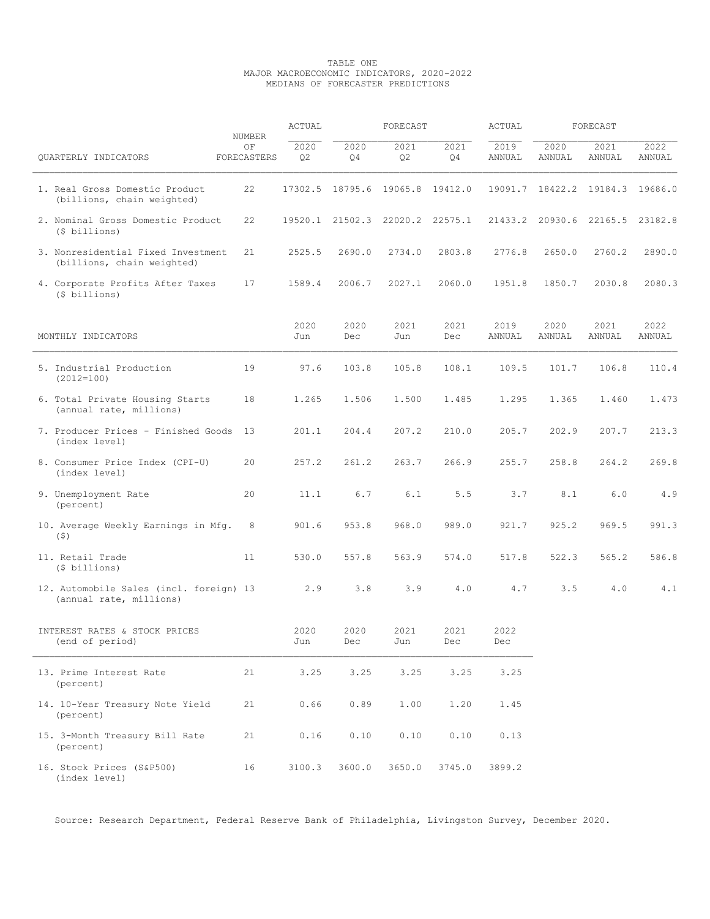# TABLE ONE
## MAJOR MACROECONOMIC INDICATORS, 2020-2022
## MEDIANS OF FORECASTER PREDICTIONS

| QUARTERLY INDICATORS | NUMBER OF FORECASTERS | ACTUAL 2020 Q2 | FORECAST 2020 Q4 | FORECAST 2021 Q2 | FORECAST 2021 Q4 | ACTUAL 2019 ANNUAL | FORECAST 2020 ANNUAL | FORECAST 2021 ANNUAL | FORECAST 2022 ANNUAL |
|---|---|---|---|---|---|---|---|---|---|
| 1. Real Gross Domestic Product (billions, chain weighted) | 22 | 17302.5 | 18795.6 | 19065.8 | 19412.0 | 19091.7 | 18422.2 | 19184.3 | 19686.0 |
| 2. Nominal Gross Domestic Product ($ billions) | 22 | 19520.1 | 21502.3 | 22020.2 | 22575.1 | 21433.2 | 20930.6 | 22165.5 | 23182.8 |
| 3. Nonresidential Fixed Investment (billions, chain weighted) | 21 | 2525.5 | 2690.0 | 2734.0 | 2803.8 | 2776.8 | 2650.0 | 2760.2 | 2890.0 |
| 4. Corporate Profits After Taxes ($ billions) | 17 | 1589.4 | 2006.7 | 2027.1 | 2060.0 | 1951.8 | 1850.7 | 2030.8 | 2080.3 |

| MONTHLY INDICATORS | NUMBER OF FORECASTERS | 2020 Jun | 2020 Dec | 2021 Jun | 2021 Dec | 2019 ANNUAL | 2020 ANNUAL | 2021 ANNUAL | 2022 ANNUAL |
|---|---|---|---|---|---|---|---|---|---|
| 5. Industrial Production (2012=100) | 19 | 97.6 | 103.8 | 105.8 | 108.1 | 109.5 | 101.7 | 106.8 | 110.4 |
| 6. Total Private Housing Starts (annual rate, millions) | 18 | 1.265 | 1.506 | 1.500 | 1.485 | 1.295 | 1.365 | 1.460 | 1.473 |
| 7. Producer Prices - Finished Goods (index level) | 13 | 201.1 | 204.4 | 207.2 | 210.0 | 205.7 | 202.9 | 207.7 | 213.3 |
| 8. Consumer Price Index (CPI-U) (index level) | 20 | 257.2 | 261.2 | 263.7 | 266.9 | 255.7 | 258.8 | 264.2 | 269.8 |
| 9. Unemployment Rate (percent) | 20 | 11.1 | 6.7 | 6.1 | 5.5 | 3.7 | 8.1 | 6.0 | 4.9 |
| 10. Average Weekly Earnings in Mfg. ($) | 8 | 901.6 | 953.8 | 968.0 | 989.0 | 921.7 | 925.2 | 969.5 | 991.3 |
| 11. Retail Trade ($ billions) | 11 | 530.0 | 557.8 | 563.9 | 574.0 | 517.8 | 522.3 | 565.2 | 586.8 |
| 12. Automobile Sales (incl. foreign) (annual rate, millions) | 13 | 2.9 | 3.8 | 3.9 | 4.0 | 4.7 | 3.5 | 4.0 | 4.1 |

| INTEREST RATES & STOCK PRICES (end of period) | NUMBER OF FORECASTERS | 2020 Jun | 2020 Dec | 2021 Jun | 2021 Dec | 2022 Dec |
|---|---|---|---|---|---|---|
| 13. Prime Interest Rate (percent) | 21 | 3.25 | 3.25 | 3.25 | 3.25 | 3.25 |
| 14. 10-Year Treasury Note Yield (percent) | 21 | 0.66 | 0.89 | 1.00 | 1.20 | 1.45 |
| 15. 3-Month Treasury Bill Rate (percent) | 21 | 0.16 | 0.10 | 0.10 | 0.10 | 0.13 |
| 16. Stock Prices (S&P500) (index level) | 16 | 3100.3 | 3600.0 | 3650.0 | 3745.0 | 3899.2 |

Source: Research Department, Federal Reserve Bank of Philadelphia, Livingston Survey, December 2020.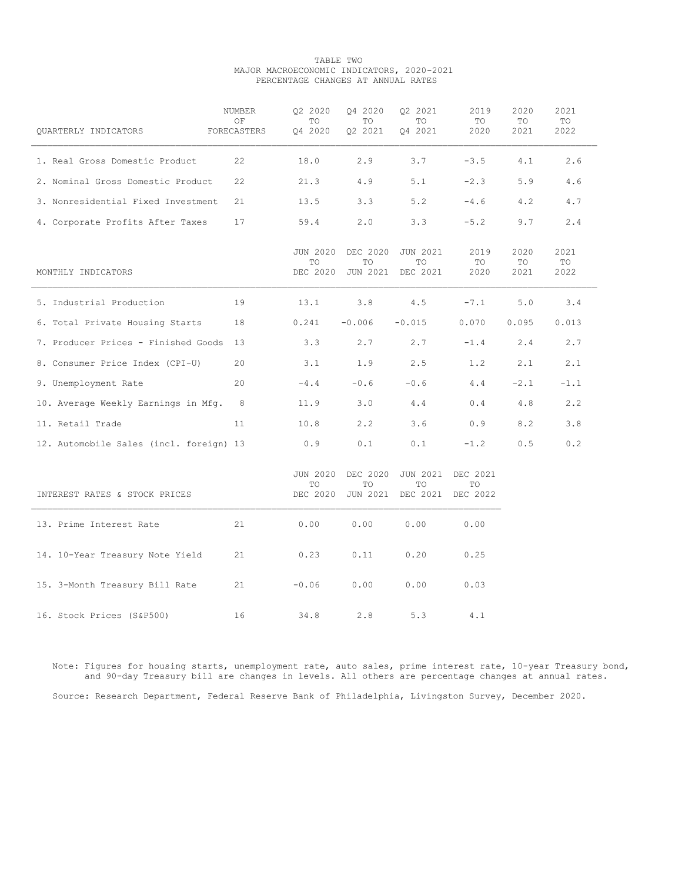TABLE TWO
MAJOR MACROECONOMIC INDICATORS, 2020-2021
PERCENTAGE CHANGES AT ANNUAL RATES

| QUARTERLY INDICATORS | NUMBER OF FORECASTERS | Q2 2020 TO Q4 2020 | Q4 2020 TO Q2 2021 | Q2 2021 TO Q4 2021 | 2019 TO 2020 | 2020 TO 2021 | 2021 TO 2022 |
|---|---|---|---|---|---|---|---|
| 1. Real Gross Domestic Product | 22 | 18.0 | 2.9 | 3.7 | -3.5 | 4.1 | 2.6 |
| 2. Nominal Gross Domestic Product | 22 | 21.3 | 4.9 | 5.1 | -2.3 | 5.9 | 4.6 |
| 3. Nonresidential Fixed Investment | 21 | 13.5 | 3.3 | 5.2 | -4.6 | 4.2 | 4.7 |
| 4. Corporate Profits After Taxes | 17 | 59.4 | 2.0 | 3.3 | -5.2 | 9.7 | 2.4 |

| MONTHLY INDICATORS | NUMBER OF FORECASTERS | JUN 2020 TO DEC 2020 | DEC 2020 TO JUN 2021 | JUN 2021 TO DEC 2021 | 2019 TO 2020 | 2020 TO 2021 | 2021 TO 2022 |
|---|---|---|---|---|---|---|---|
| 5. Industrial Production | 19 | 13.1 | 3.8 | 4.5 | -7.1 | 5.0 | 3.4 |
| 6. Total Private Housing Starts | 18 | 0.241 | -0.006 | -0.015 | 0.070 | 0.095 | 0.013 |
| 7. Producer Prices - Finished Goods | 13 | 3.3 | 2.7 | 2.7 | -1.4 | 2.4 | 2.7 |
| 8. Consumer Price Index (CPI-U) | 20 | 3.1 | 1.9 | 2.5 | 1.2 | 2.1 | 2.1 |
| 9. Unemployment Rate | 20 | -4.4 | -0.6 | -0.6 | 4.4 | -2.1 | -1.1 |
| 10. Average Weekly Earnings in Mfg. | 8 | 11.9 | 3.0 | 4.4 | 0.4 | 4.8 | 2.2 |
| 11. Retail Trade | 11 | 10.8 | 2.2 | 3.6 | 0.9 | 8.2 | 3.8 |
| 12. Automobile Sales (incl. foreign) | 13 | 0.9 | 0.1 | 0.1 | -1.2 | 0.5 | 0.2 |

| INTEREST RATES & STOCK PRICES | NUMBER OF FORECASTERS | JUN 2020 TO DEC 2020 | DEC 2020 TO JUN 2021 | JUN 2021 TO DEC 2021 | DEC 2021 TO DEC 2022 |
|---|---|---|---|---|---|
| 13. Prime Interest Rate | 21 | 0.00 | 0.00 | 0.00 | 0.00 |
| 14. 10-Year Treasury Note Yield | 21 | 0.23 | 0.11 | 0.20 | 0.25 |
| 15. 3-Month Treasury Bill Rate | 21 | -0.06 | 0.00 | 0.00 | 0.03 |
| 16. Stock Prices (S&P500) | 16 | 34.8 | 2.8 | 5.3 | 4.1 |

Note: Figures for housing starts, unemployment rate, auto sales, prime interest rate, 10-year Treasury bond, and 90-day Treasury bill are changes in levels. All others are percentage changes at annual rates.

Source: Research Department, Federal Reserve Bank of Philadelphia, Livingston Survey, December 2020.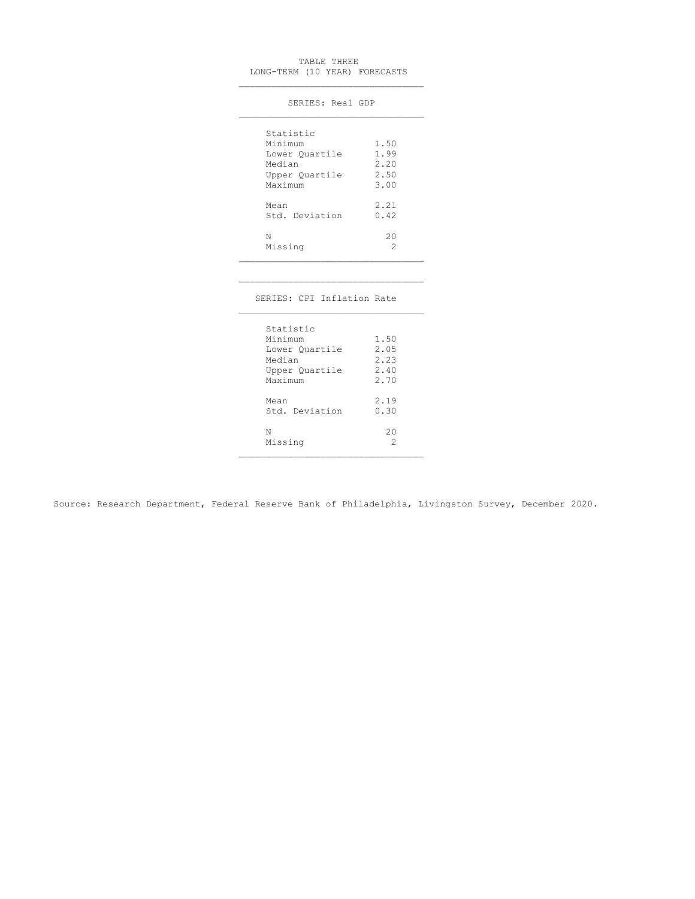# TABLE THREE

## LONG-TERM (10 YEAR) FORECASTS

### SERIES: Real GDP

| Statistic | |
|---|---|
| Minimum | 1.50 |
| Lower Quartile | 1.99 |
| Median | 2.20 |
| Upper Quartile | 2.50 |
| Maximum | 3.00 |
| Mean | 2.21 |
| Std. Deviation | 0.42 |
| N | 20 |
| Missing | 2 |

### SERIES: CPI Inflation Rate

| Statistic | |
|---|---|
| Minimum | 1.50 |
| Lower Quartile | 2.05 |
| Median | 2.23 |
| Upper Quartile | 2.40 |
| Maximum | 2.70 |
| Mean | 2.19 |
| Std. Deviation | 0.30 |
| N | 20 |
| Missing | 2 |

Source: Research Department, Federal Reserve Bank of Philadelphia, Livingston Survey, December 2020.